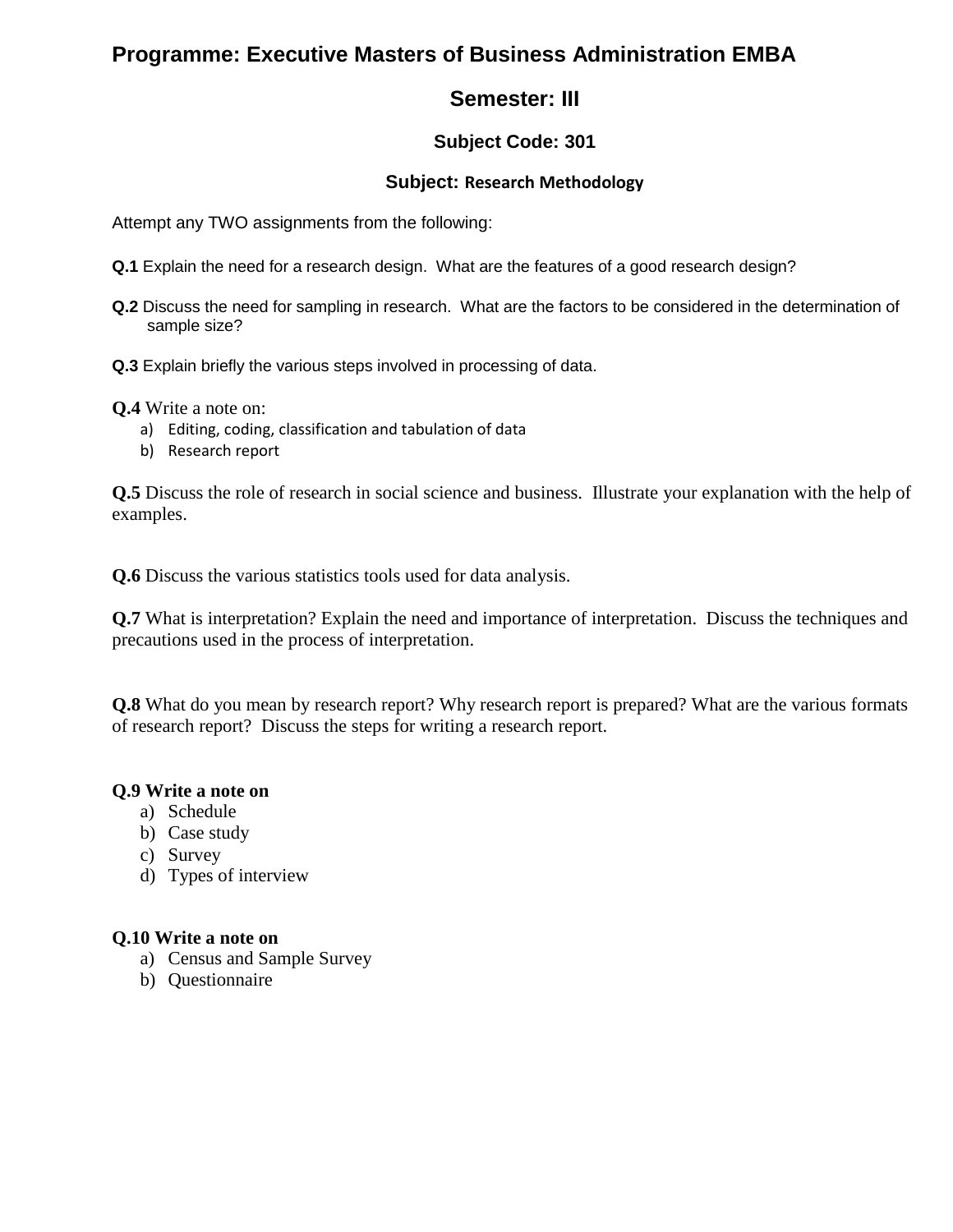# Programme: Executive Masters of Business Administration EMBA

## Semester: III

### Subject Code: 301

### Subject: Research Methodology

Attempt any TWO assignments from the following:

**Q.1** Explain the need for a research design. What are the features of a good research design?

**Q.2** Discuss the need for sampling in research. What are the factors to be considered in the determination of sample size?

**Q.3** Explain briefly the various steps involved in processing of data.

**Q.4** Write a note on:

a) Editing, coding, classification and tabulation of data

b) Research report

**Q.5** Discuss the role of research in social science and business. Illustrate your explanation with the help of examples.

**Q.6** Discuss the various statistics tools used for data analysis.

**Q.7** What is interpretation? Explain the need and importance of interpretation. Discuss the techniques and precautions used in the process of interpretation.

**Q.8** What do you mean by research report? Why research report is prepared? What are the various formats of research report? Discuss the steps for writing a research report.

**Q.9 Write a note on**

a) Schedule

b) Case study

c) Survey

d) Types of interview

**Q.10 Write a note on**

a) Census and Sample Survey

b) Questionnaire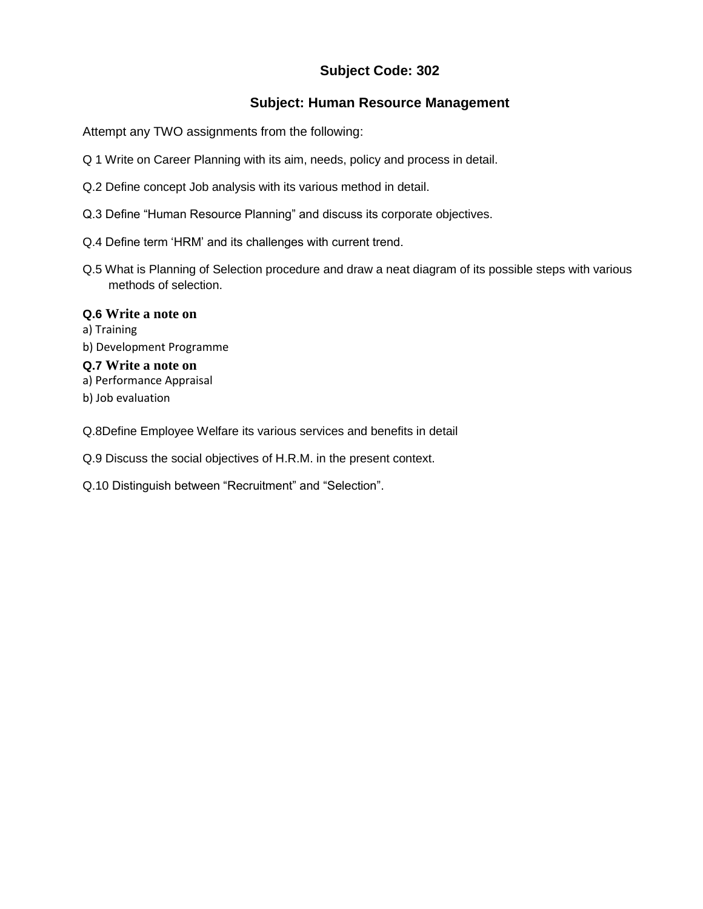## Subject Code: 302

## Subject: Human Resource Management

Attempt any TWO assignments from the following:

Q 1 Write on Career Planning with its aim, needs, policy and process in detail.

Q.2 Define concept Job analysis with its various method in detail.

Q.3 Define "Human Resource Planning" and discuss its corporate objectives.

Q.4 Define term 'HRM' and its challenges with current trend.

Q.5 What is Planning of Selection procedure and draw a neat diagram of its possible steps with various methods of selection.

**Q.6 Write a note on**

a) Training

b) Development Programme

**Q.7 Write a note on**

a) Performance Appraisal

b) Job evaluation

Q.8Define Employee Welfare its various services and benefits in detail

Q.9 Discuss the social objectives of H.R.M. in the present context.

Q.10 Distinguish between "Recruitment" and "Selection".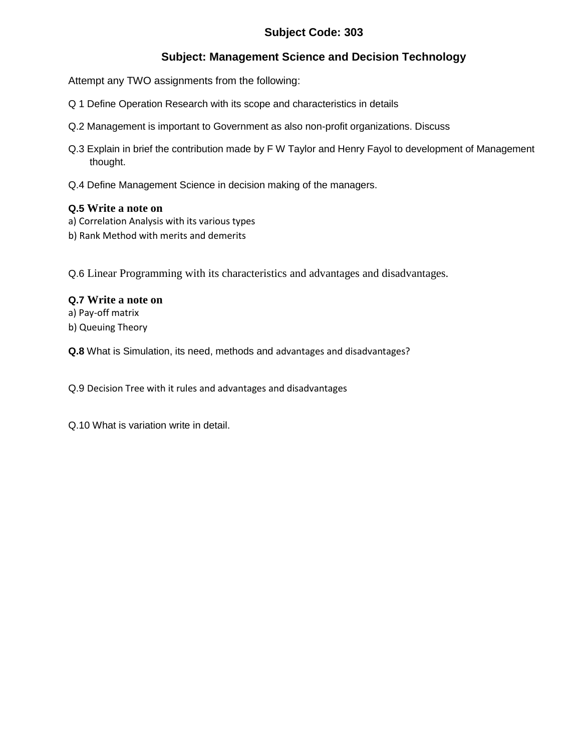## Subject Code: 303

## Subject: Management Science and Decision Technology

Attempt any TWO assignments from the following:

Q 1 Define Operation Research with its scope and characteristics in details

Q.2 Management is important to Government as also non-profit organizations. Discuss

Q.3 Explain in brief the contribution made by F W Taylor and Henry Fayol to development of Management thought.

Q.4 Define Management Science in decision making of the managers.

**Q.5 Write a note on**

a) Correlation Analysis with its various types

b) Rank Method with merits and demerits

Q.6 Linear Programming with its characteristics and advantages and disadvantages.

**Q.7 Write a note on**

a) Pay-off matrix

b) Queuing Theory

**Q.8** What is Simulation, its need, methods and advantages and disadvantages?

Q.9 Decision Tree with it rules and advantages and disadvantages

Q.10 What is variation write in detail.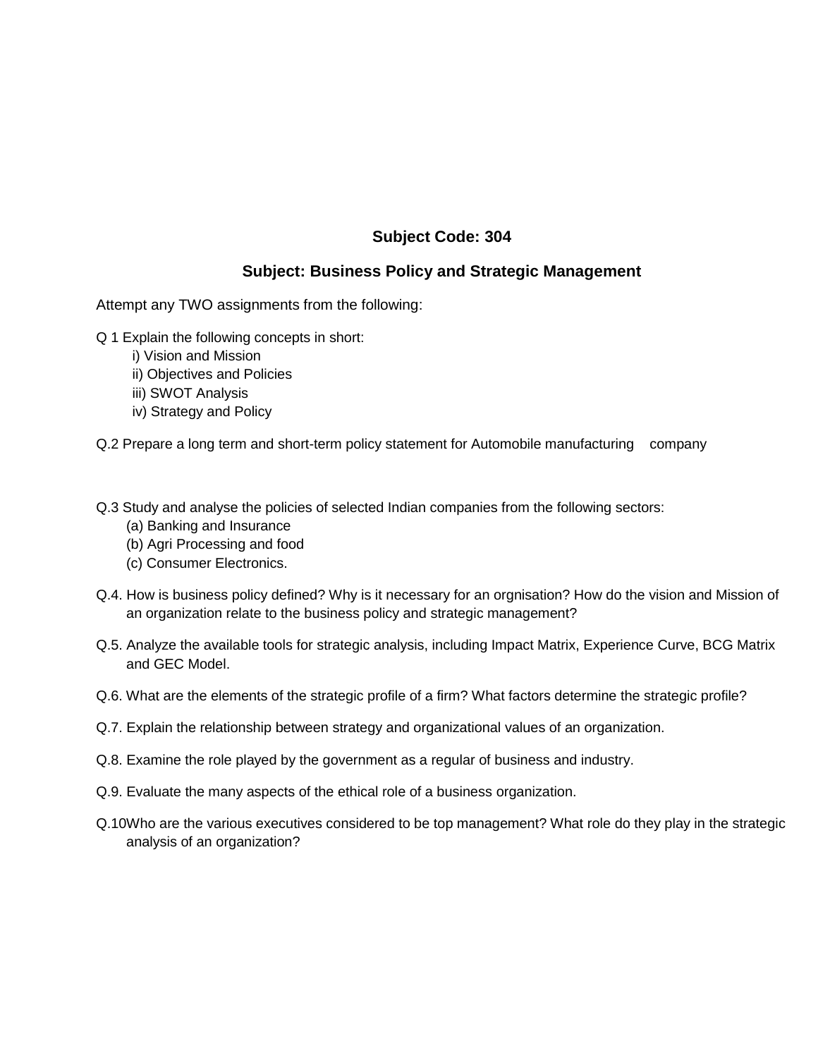## Subject Code: 304

## Subject: Business Policy and Strategic Management

Attempt any TWO assignments from the following:

Q 1 Explain the following concepts in short:

i) Vision and Mission
ii) Objectives and Policies
iii) SWOT Analysis
iv) Strategy and Policy

Q.2 Prepare a long term and short-term policy statement for Automobile manufacturing company

Q.3 Study and analyse the policies of selected Indian companies from the following sectors:

(a) Banking and Insurance
(b) Agri Processing and food
(c) Consumer Electronics.

Q.4. How is business policy defined? Why is it necessary for an orgnisation? How do the vision and Mission of an organization relate to the business policy and strategic management?

Q.5. Analyze the available tools for strategic analysis, including Impact Matrix, Experience Curve, BCG Matrix and GEC Model.

Q.6. What are the elements of the strategic profile of a firm? What factors determine the strategic profile?

Q.7. Explain the relationship between strategy and organizational values of an organization.

Q.8. Examine the role played by the government as a regular of business and industry.

Q.9. Evaluate the many aspects of the ethical role of a business organization.

Q.10Who are the various executives considered to be top management? What role do they play in the strategic analysis of an organization?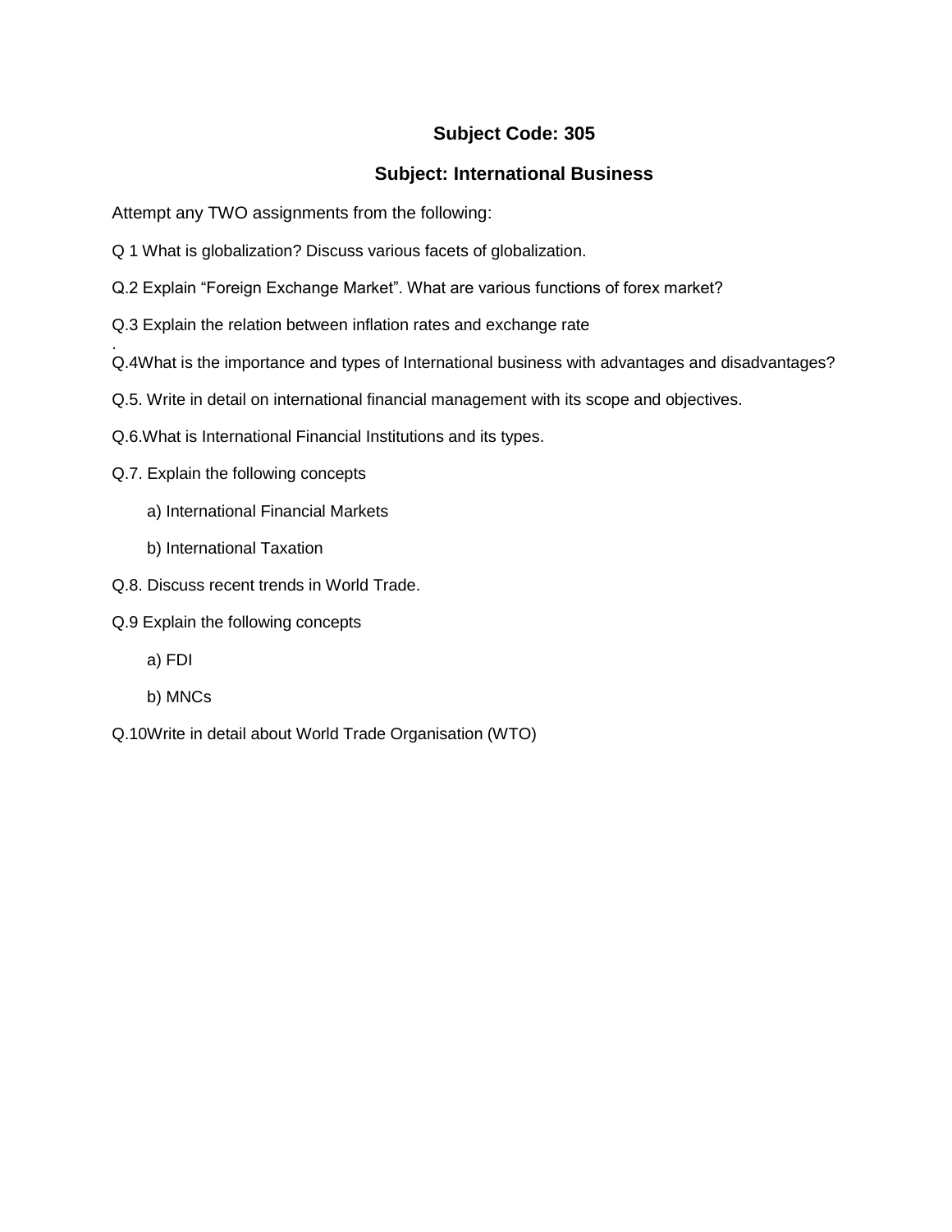## Subject Code: 305

## Subject: International Business

Attempt any TWO assignments from the following:

Q 1 What is globalization? Discuss various facets of globalization.

Q.2 Explain "Foreign Exchange Market". What are various functions of forex market?

Q.3 Explain the relation between inflation rates and exchange rate
.

Q.4What is the importance and types of International business with advantages and disadvantages?

Q.5. Write in detail on international financial management with its scope and objectives.

Q.6.What is International Financial Institutions and its types.

Q.7. Explain the following concepts

a) International Financial Markets

b) International Taxation

Q.8. Discuss recent trends in World Trade.

Q.9 Explain the following concepts

a) FDI

b) MNCs

Q.10Write in detail about World Trade Organisation (WTO)